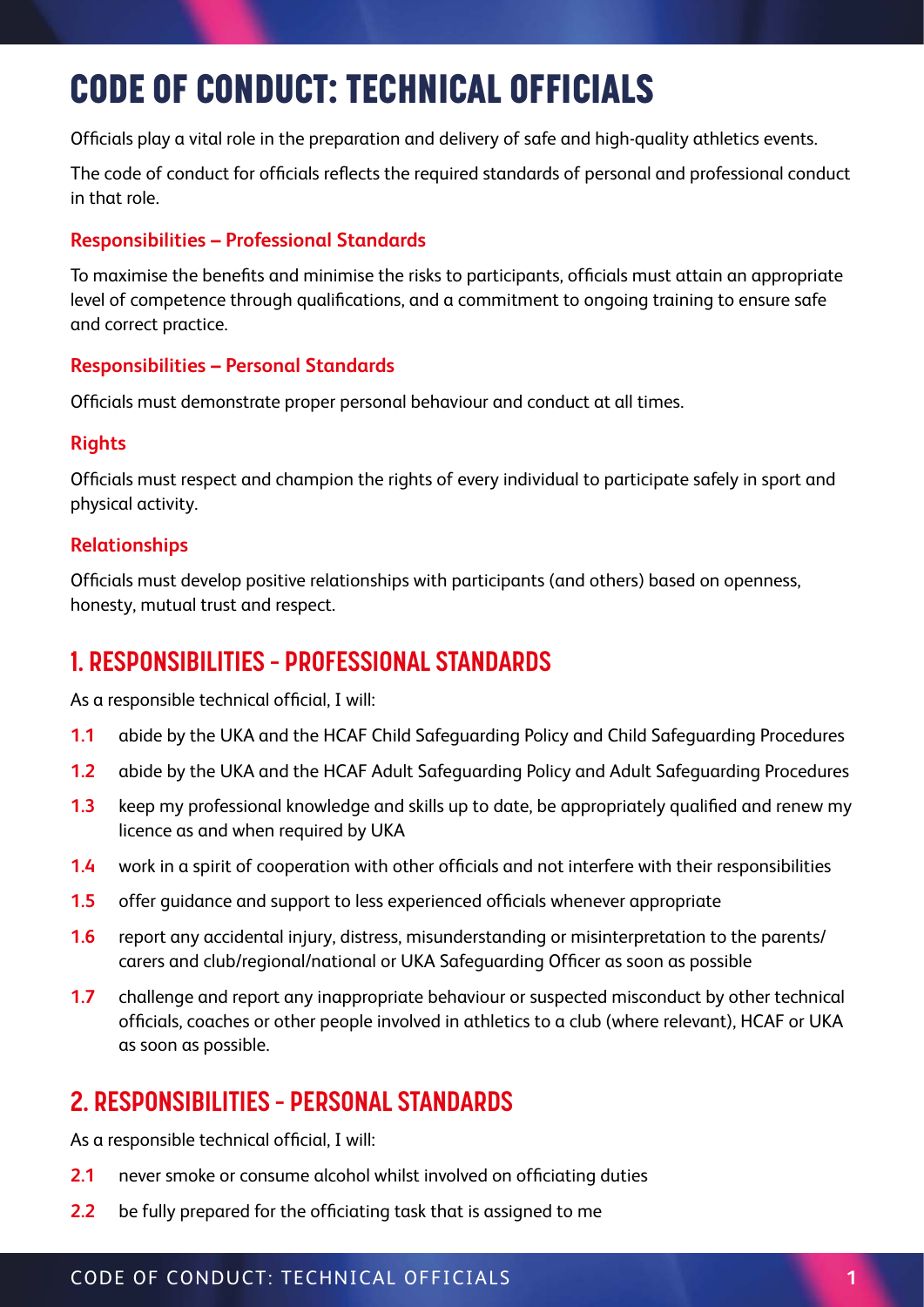# CODE OF CONDUCT: TECHNICAL OFFICIALS

Officials play a vital role in the preparation and delivery of safe and high-quality athletics events.

The code of conduct for officials reflects the required standards of personal and professional conduct in that role.

### Responsibilities – Professional Standards

To maximise the benefits and minimise the risks to participants, officials must attain an appropriate level of competence through qualifications, and a commitment to ongoing training to ensure safe and correct practice.

### Responsibilities – Personal Standards

Officials must demonstrate proper personal behaviour and conduct at all times.

### Rights

Officials must respect and champion the rights of every individual to participate safely in sport and physical activity.

### Relationships

Officials must develop positive relationships with participants (and others) based on openness, honesty, mutual trust and respect.

## 1. RESPONSIBILITIES - PROFESSIONAL STANDARDS

As a responsible technical official, I will:

**1.1** abide by the UKA and the HCAF Child Safeguarding Policy and Child Safeguarding Procedures

**1.2** abide by the UKA and the HCAF Adult Safeguarding Policy and Adult Safeguarding Procedures

**1.3** keep my professional knowledge and skills up to date, be appropriately qualified and renew my licence as and when required by UKA

**1.4** work in a spirit of cooperation with other officials and not interfere with their responsibilities

**1.5** offer guidance and support to less experienced officials whenever appropriate

**1.6** report any accidental injury, distress, misunderstanding or misinterpretation to the parents/carers and club/regional/national or UKA Safeguarding Officer as soon as possible

**1.7** challenge and report any inappropriate behaviour or suspected misconduct by other technical officials, coaches or other people involved in athletics to a club (where relevant), HCAF or UKA as soon as possible.

## 2. RESPONSIBILITIES - PERSONAL STANDARDS

As a responsible technical official, I will:

**2.1** never smoke or consume alcohol whilst involved on officiating duties

**2.2** be fully prepared for the officiating task that is assigned to me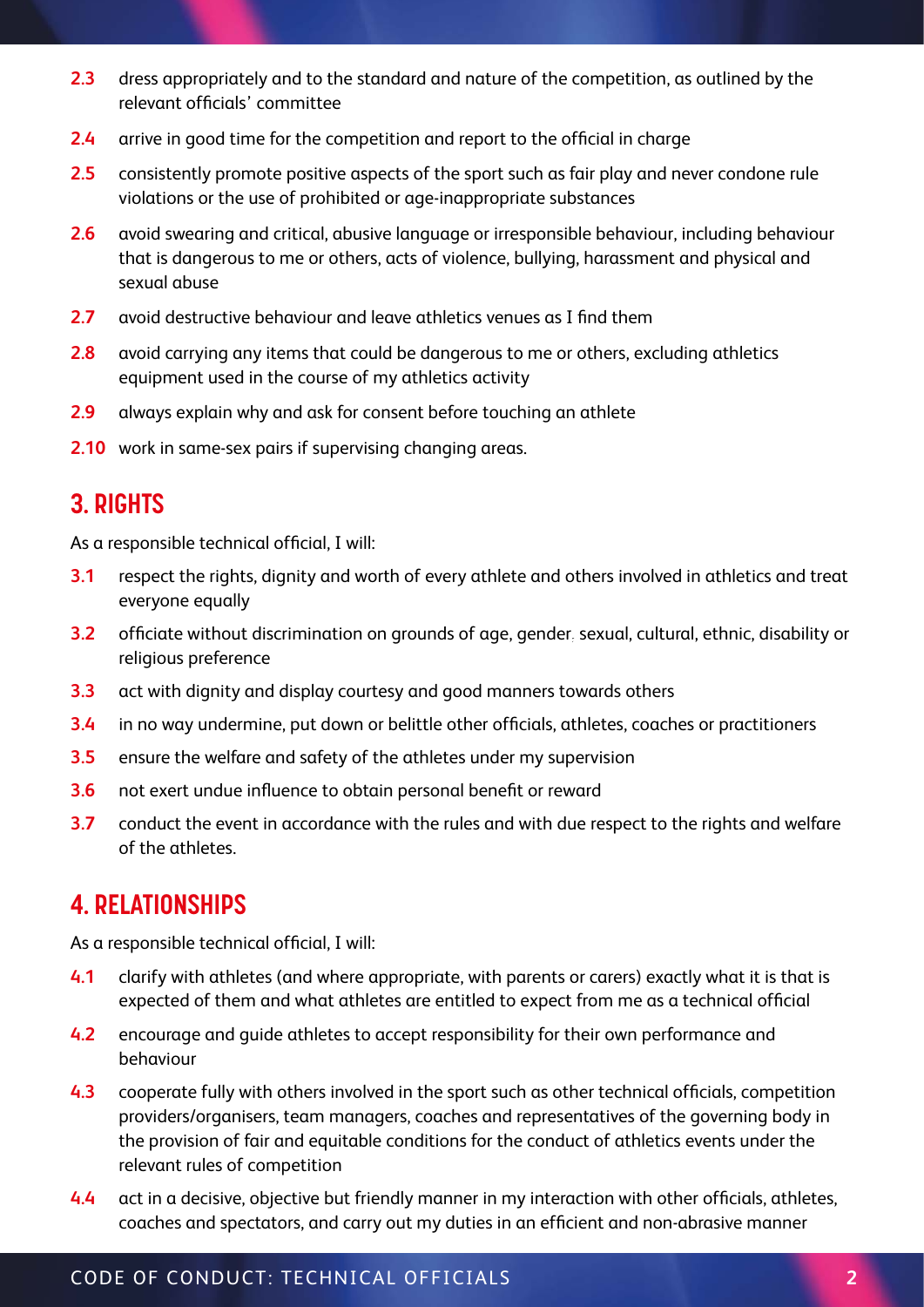2.3 dress appropriately and to the standard and nature of the competition, as outlined by the relevant officials' committee

2.4 arrive in good time for the competition and report to the official in charge

2.5 consistently promote positive aspects of the sport such as fair play and never condone rule violations or the use of prohibited or age-inappropriate substances

2.6 avoid swearing and critical, abusive language or irresponsible behaviour, including behaviour that is dangerous to me or others, acts of violence, bullying, harassment and physical and sexual abuse

2.7 avoid destructive behaviour and leave athletics venues as I find them

2.8 avoid carrying any items that could be dangerous to me or others, excluding athletics equipment used in the course of my athletics activity

2.9 always explain why and ask for consent before touching an athlete

2.10 work in same-sex pairs if supervising changing areas.

## 3. RIGHTS

As a responsible technical official, I will:

3.1 respect the rights, dignity and worth of every athlete and others involved in athletics and treat everyone equally

3.2 officiate without discrimination on grounds of age, gender, sexual, cultural, ethnic, disability or religious preference

3.3 act with dignity and display courtesy and good manners towards others

3.4 in no way undermine, put down or belittle other officials, athletes, coaches or practitioners

3.5 ensure the welfare and safety of the athletes under my supervision

3.6 not exert undue influence to obtain personal benefit or reward

3.7 conduct the event in accordance with the rules and with due respect to the rights and welfare of the athletes.

## 4. RELATIONSHIPS

As a responsible technical official, I will:

4.1 clarify with athletes (and where appropriate, with parents or carers) exactly what it is that is expected of them and what athletes are entitled to expect from me as a technical official

4.2 encourage and guide athletes to accept responsibility for their own performance and behaviour

4.3 cooperate fully with others involved in the sport such as other technical officials, competition providers/organisers, team managers, coaches and representatives of the governing body in the provision of fair and equitable conditions for the conduct of athletics events under the relevant rules of competition

4.4 act in a decisive, objective but friendly manner in my interaction with other officials, athletes, coaches and spectators, and carry out my duties in an efficient and non-abrasive manner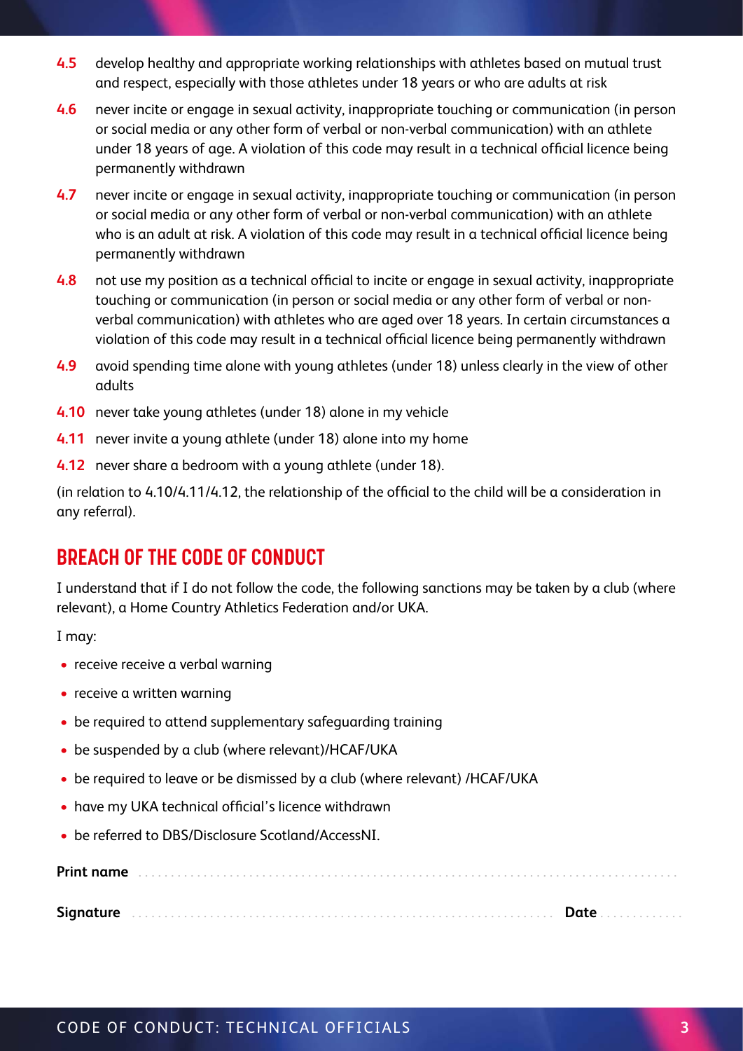**4.5** develop healthy and appropriate working relationships with athletes based on mutual trust and respect, especially with those athletes under 18 years or who are adults at risk

**4.6** never incite or engage in sexual activity, inappropriate touching or communication (in person or social media or any other form of verbal or non-verbal communication) with an athlete under 18 years of age. A violation of this code may result in a technical official licence being permanently withdrawn

**4.7** never incite or engage in sexual activity, inappropriate touching or communication (in person or social media or any other form of verbal or non-verbal communication) with an athlete who is an adult at risk. A violation of this code may result in a technical official licence being permanently withdrawn

**4.8** not use my position as a technical official to incite or engage in sexual activity, inappropriate touching or communication (in person or social media or any other form of verbal or non-verbal communication) with athletes who are aged over 18 years. In certain circumstances a violation of this code may result in a technical official licence being permanently withdrawn

**4.9** avoid spending time alone with young athletes (under 18) unless clearly in the view of other adults

**4.10** never take young athletes (under 18) alone in my vehicle

**4.11** never invite a young athlete (under 18) alone into my home

**4.12** never share a bedroom with a young athlete (under 18).

(in relation to 4.10/4.11/4.12, the relationship of the official to the child will be a consideration in any referral).

## BREACH OF THE CODE OF CONDUCT

I understand that if I do not follow the code, the following sanctions may be taken by a club (where relevant), a Home Country Athletics Federation and/or UKA.

I may:

- receive receive a verbal warning
- receive a written warning
- be required to attend supplementary safeguarding training
- be suspended by a club (where relevant)/HCAF/UKA
- be required to leave or be dismissed by a club (where relevant) /HCAF/UKA
- have my UKA technical official's licence withdrawn
- be referred to DBS/Disclosure Scotland/AccessNI.

**Print name** ..............................................................................

**Signature** .................................................................. **Date** .............